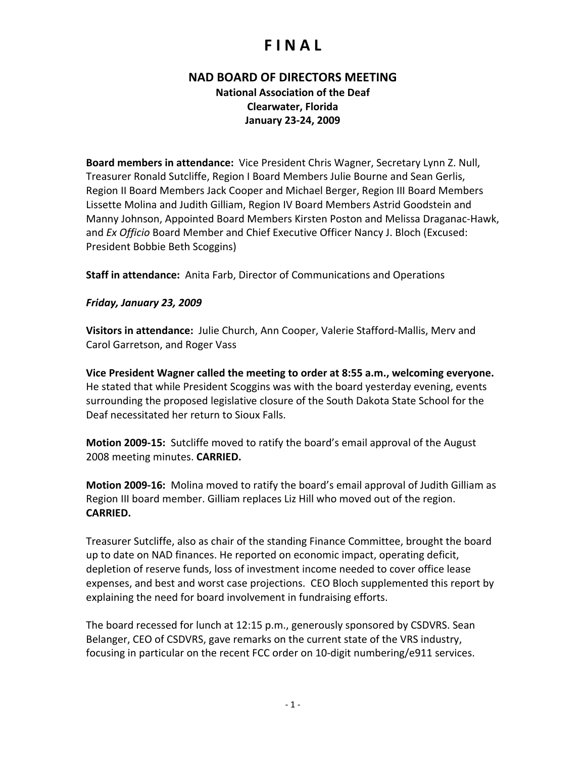# F I N A L

## NAD BOARD OF DIRECTORS MEETING

**National Association of the Deaf**
**Clearwater, Florida**
**January 23-24, 2009**

**Board members in attendance:** Vice President Chris Wagner, Secretary Lynn Z. Null, Treasurer Ronald Sutcliffe, Region I Board Members Julie Bourne and Sean Gerlis, Region II Board Members Jack Cooper and Michael Berger, Region III Board Members Lissette Molina and Judith Gilliam, Region IV Board Members Astrid Goodstein and Manny Johnson, Appointed Board Members Kirsten Poston and Melissa Draganac-Hawk, and *Ex Officio* Board Member and Chief Executive Officer Nancy J. Bloch (Excused: President Bobbie Beth Scoggins)

**Staff in attendance:** Anita Farb, Director of Communications and Operations

***Friday, January 23, 2009***

**Visitors in attendance:** Julie Church, Ann Cooper, Valerie Stafford-Mallis, Merv and Carol Garretson, and Roger Vass

**Vice President Wagner called the meeting to order at 8:55 a.m., welcoming everyone.** He stated that while President Scoggins was with the board yesterday evening, events surrounding the proposed legislative closure of the South Dakota State School for the Deaf necessitated her return to Sioux Falls.

**Motion 2009-15:** Sutcliffe moved to ratify the board's email approval of the August 2008 meeting minutes. **CARRIED.**

**Motion 2009-16:** Molina moved to ratify the board's email approval of Judith Gilliam as Region III board member. Gilliam replaces Liz Hill who moved out of the region. **CARRIED.**

Treasurer Sutcliffe, also as chair of the standing Finance Committee, brought the board up to date on NAD finances. He reported on economic impact, operating deficit, depletion of reserve funds, loss of investment income needed to cover office lease expenses, and best and worst case projections. CEO Bloch supplemented this report by explaining the need for board involvement in fundraising efforts.

The board recessed for lunch at 12:15 p.m., generously sponsored by CSDVRS. Sean Belanger, CEO of CSDVRS, gave remarks on the current state of the VRS industry, focusing in particular on the recent FCC order on 10-digit numbering/e911 services.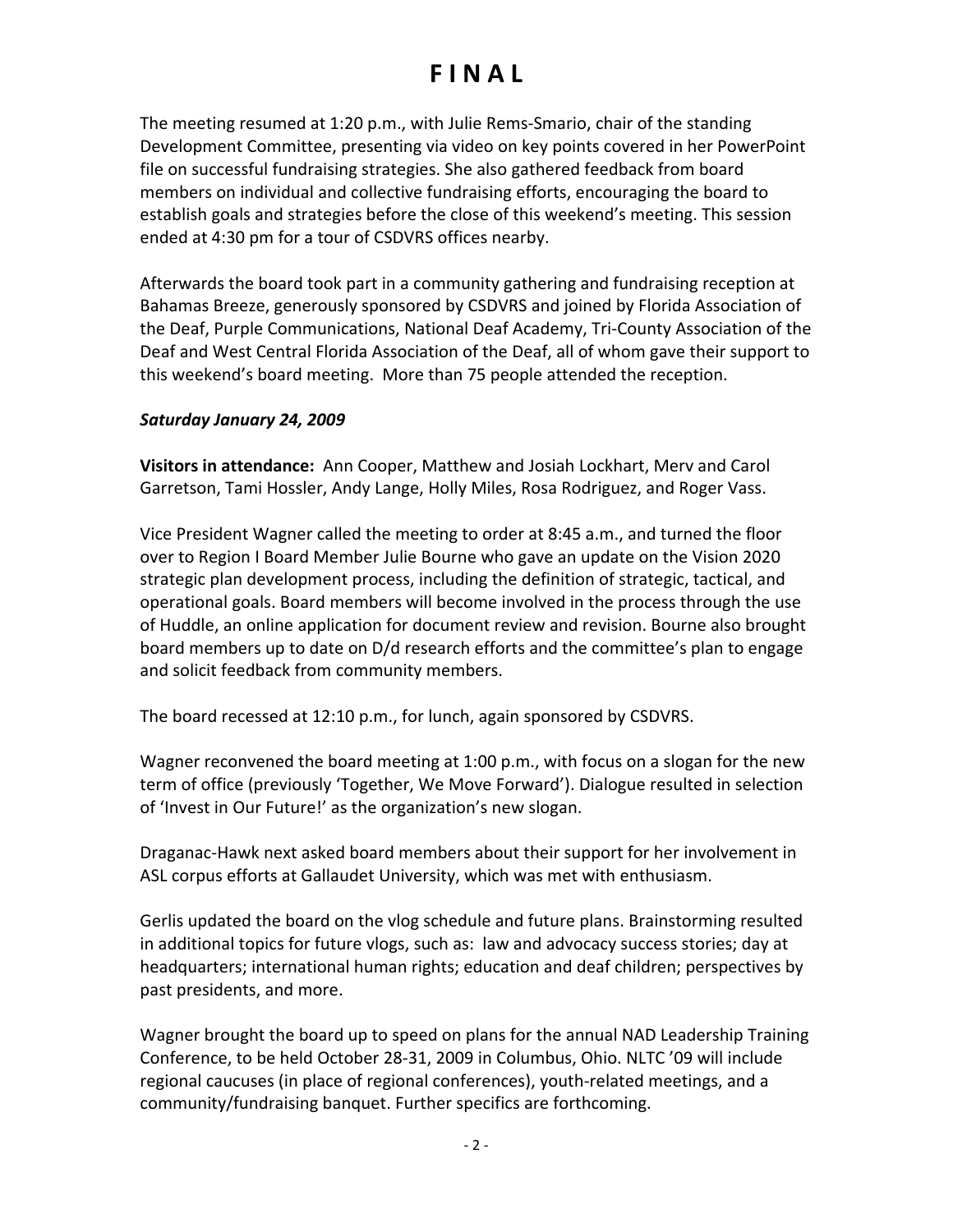# F I N A L

The meeting resumed at 1:20 p.m., with Julie Rems-Smario, chair of the standing Development Committee, presenting via video on key points covered in her PowerPoint file on successful fundraising strategies. She also gathered feedback from board members on individual and collective fundraising efforts, encouraging the board to establish goals and strategies before the close of this weekend's meeting. This session ended at 4:30 pm for a tour of CSDVRS offices nearby.

Afterwards the board took part in a community gathering and fundraising reception at Bahamas Breeze, generously sponsored by CSDVRS and joined by Florida Association of the Deaf, Purple Communications, National Deaf Academy, Tri-County Association of the Deaf and West Central Florida Association of the Deaf, all of whom gave their support to this weekend's board meeting. More than 75 people attended the reception.

***Saturday January 24, 2009***

**Visitors in attendance:** Ann Cooper, Matthew and Josiah Lockhart, Merv and Carol Garretson, Tami Hossler, Andy Lange, Holly Miles, Rosa Rodriguez, and Roger Vass.

Vice President Wagner called the meeting to order at 8:45 a.m., and turned the floor over to Region I Board Member Julie Bourne who gave an update on the Vision 2020 strategic plan development process, including the definition of strategic, tactical, and operational goals. Board members will become involved in the process through the use of Huddle, an online application for document review and revision. Bourne also brought board members up to date on D/d research efforts and the committee's plan to engage and solicit feedback from community members.

The board recessed at 12:10 p.m., for lunch, again sponsored by CSDVRS.

Wagner reconvened the board meeting at 1:00 p.m., with focus on a slogan for the new term of office (previously 'Together, We Move Forward'). Dialogue resulted in selection of 'Invest in Our Future!' as the organization's new slogan.

Draganac-Hawk next asked board members about their support for her involvement in ASL corpus efforts at Gallaudet University, which was met with enthusiasm.

Gerlis updated the board on the vlog schedule and future plans. Brainstorming resulted in additional topics for future vlogs, such as: law and advocacy success stories; day at headquarters; international human rights; education and deaf children; perspectives by past presidents, and more.

Wagner brought the board up to speed on plans for the annual NAD Leadership Training Conference, to be held October 28-31, 2009 in Columbus, Ohio. NLTC '09 will include regional caucuses (in place of regional conferences), youth-related meetings, and a community/fundraising banquet. Further specifics are forthcoming.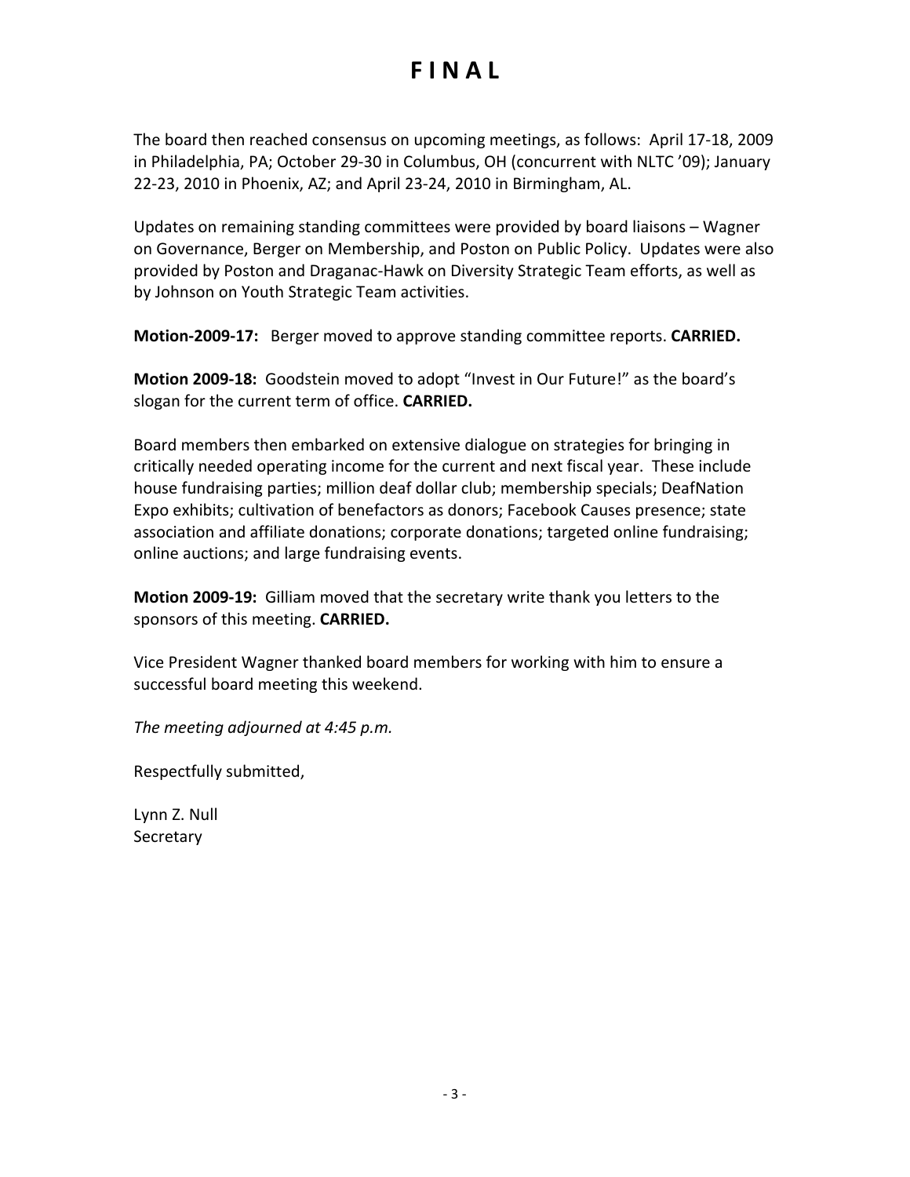# F I N A L

The board then reached consensus on upcoming meetings, as follows: April 17-18, 2009 in Philadelphia, PA; October 29-30 in Columbus, OH (concurrent with NLTC '09); January 22-23, 2010 in Phoenix, AZ; and April 23-24, 2010 in Birmingham, AL.

Updates on remaining standing committees were provided by board liaisons – Wagner on Governance, Berger on Membership, and Poston on Public Policy. Updates were also provided by Poston and Draganac-Hawk on Diversity Strategic Team efforts, as well as by Johnson on Youth Strategic Team activities.

**Motion-2009-17:** Berger moved to approve standing committee reports. **CARRIED.**

**Motion 2009-18:** Goodstein moved to adopt "Invest in Our Future!" as the board's slogan for the current term of office. **CARRIED.**

Board members then embarked on extensive dialogue on strategies for bringing in critically needed operating income for the current and next fiscal year. These include house fundraising parties; million deaf dollar club; membership specials; DeafNation Expo exhibits; cultivation of benefactors as donors; Facebook Causes presence; state association and affiliate donations; corporate donations; targeted online fundraising; online auctions; and large fundraising events.

**Motion 2009-19:** Gilliam moved that the secretary write thank you letters to the sponsors of this meeting. **CARRIED.**

Vice President Wagner thanked board members for working with him to ensure a successful board meeting this weekend.

*The meeting adjourned at 4:45 p.m.*

Respectfully submitted,

Lynn Z. Null
Secretary